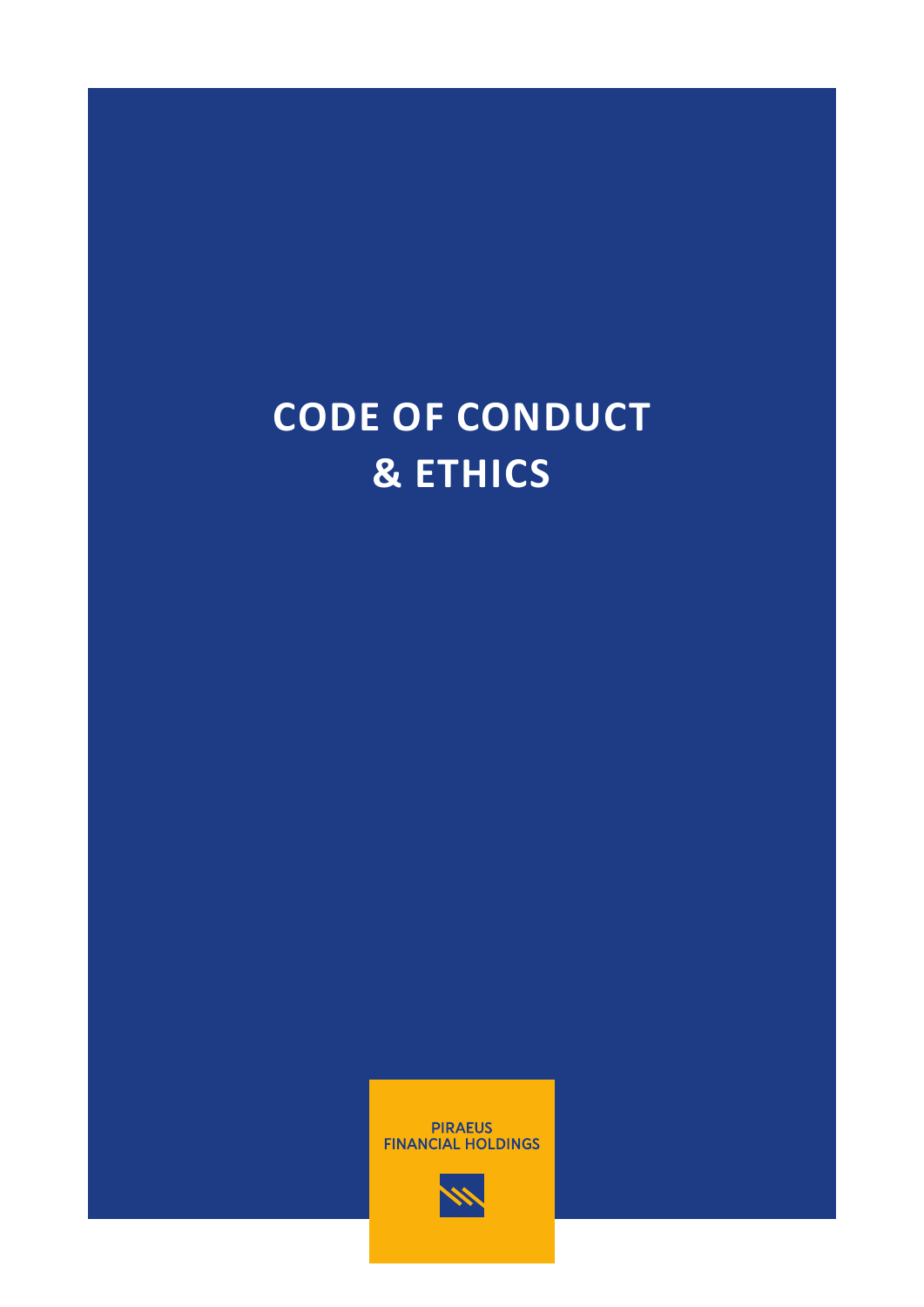# CODE OF CONDUCT & ETHICS

PIRAEUS
FINANCIAL HOLDINGS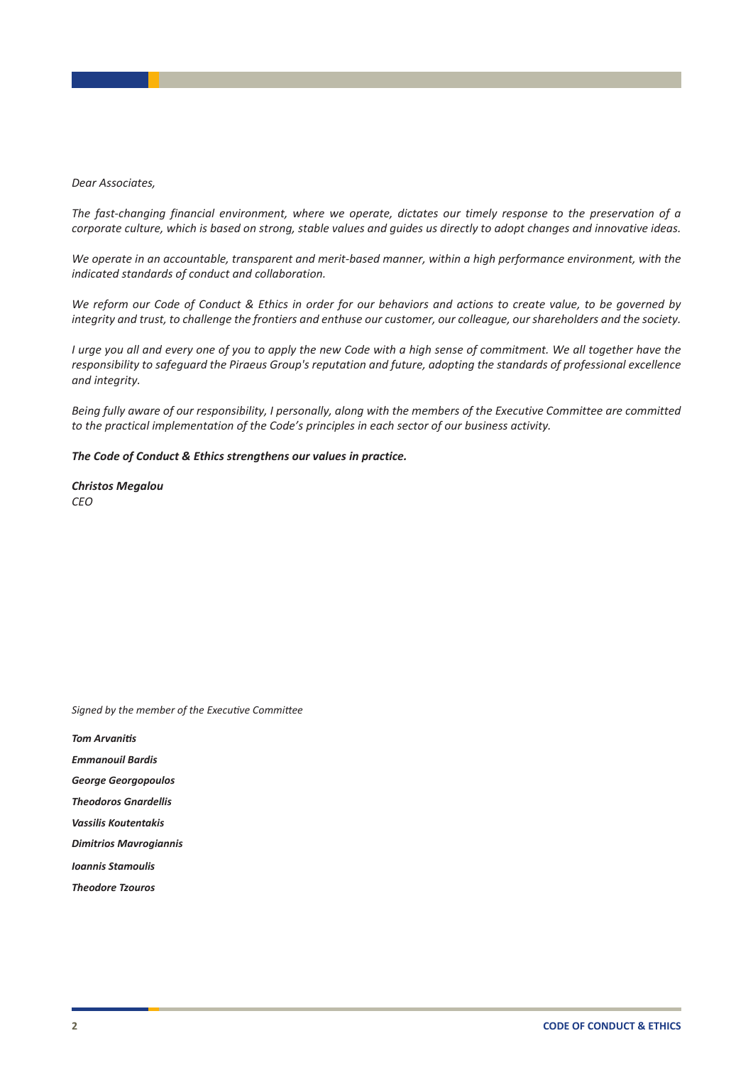*Dear Associates,*

*The fast-changing financial environment, where we operate, dictates our timely response to the preservation of a corporate culture, which is based on strong, stable values and guides us directly to adopt changes and innovative ideas.*

*We operate in an accountable, transparent and merit-based manner, within a high performance environment, with the indicated standards of conduct and collaboration.*

*We reform our Code of Conduct & Ethics in order for our behaviors and actions to create value, to be governed by integrity and trust, to challenge the frontiers and enthuse our customer, our colleague, our shareholders and the society.*

*I urge you all and every one of you to apply the new Code with a high sense of commitment. We all together have the responsibility to safeguard the Piraeus Group's reputation and future, adopting the standards of professional excellence and integrity.*

*Being fully aware of our responsibility, I personally, along with the members of the Executive Committee are committed to the practical implementation of the Code's principles in each sector of our business activity.*

***The Code of Conduct & Ethics strengthens our values in practice.***

***Christos Megalou***
*CEO*

*Signed by the member of the Executive Committee*

***Tom Arvanitis***

***Emmanouil Bardis***

***George Georgopoulos***

***Theodoros Gnardellis***

***Vassilis Koutentakis***

***Dimitrios Mavrogiannis***

***Ioannis Stamoulis***

***Theodore Tzouros***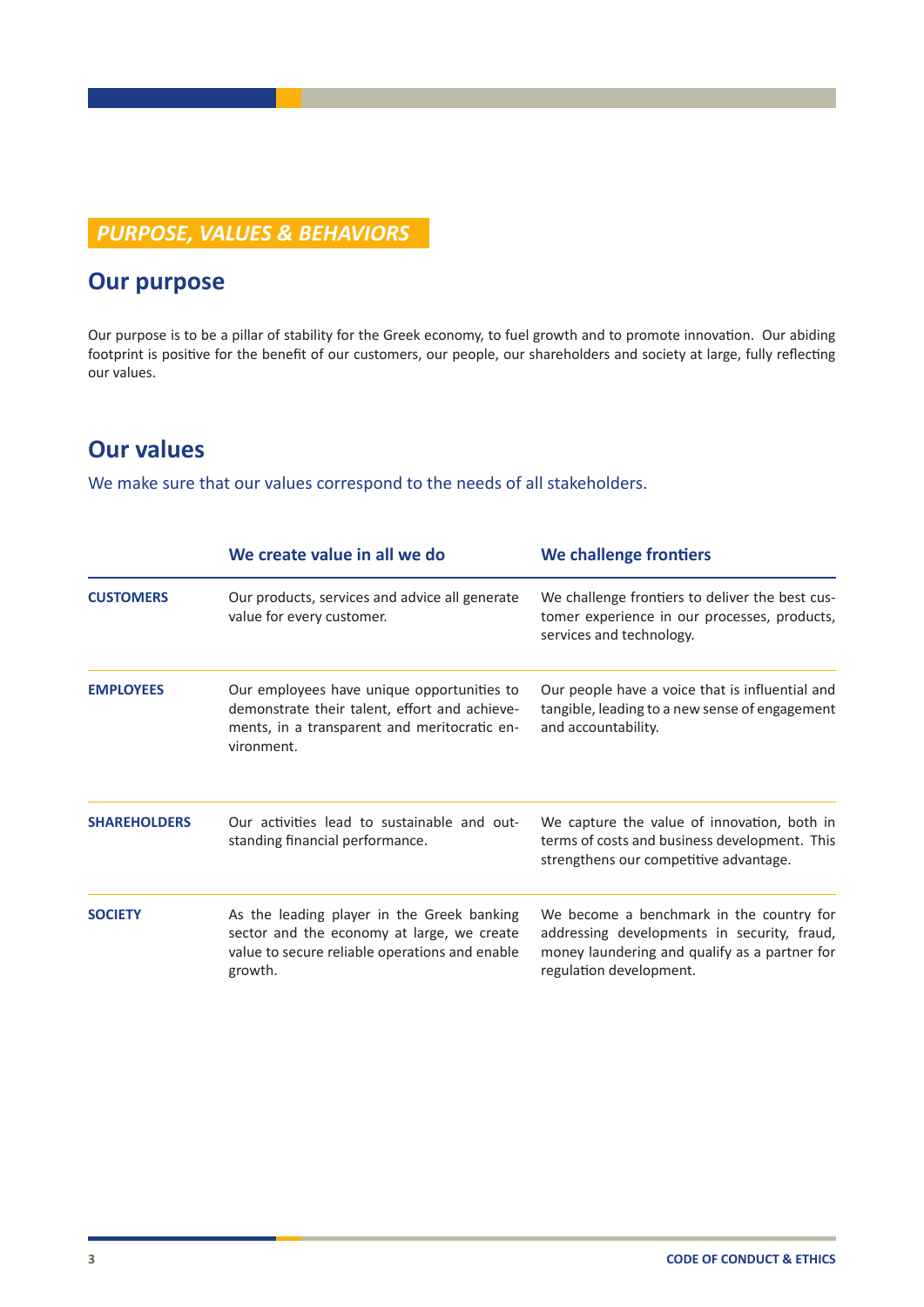## *PURPOSE, VALUES & BEHAVIORS*

## Our purpose

Our purpose is to be a pillar of stability for the Greek economy, to fuel growth and to promote innovation. Our abiding footprint is positive for the benefit of our customers, our people, our shareholders and society at large, fully reflecting our values.

## Our values

We make sure that our values correspond to the needs of all stakeholders.

| | We create value in all we do | We challenge frontiers |
|---|---|---|
| **CUSTOMERS** | Our products, services and advice all generate value for every customer. | We challenge frontiers to deliver the best customer experience in our processes, products, services and technology. |
| **EMPLOYEES** | Our employees have unique opportunities to demonstrate their talent, effort and achievements, in a transparent and meritocratic environment. | Our people have a voice that is influential and tangible, leading to a new sense of engagement and accountability. |
| **SHAREHOLDERS** | Our activities lead to sustainable and outstanding financial performance. | We capture the value of innovation, both in terms of costs and business development. This strengthens our competitive advantage. |
| **SOCIETY** | As the leading player in the Greek banking sector and the economy at large, we create value to secure reliable operations and enable growth. | We become a benchmark in the country for addressing developments in security, fraud, money laundering and qualify as a partner for regulation development. |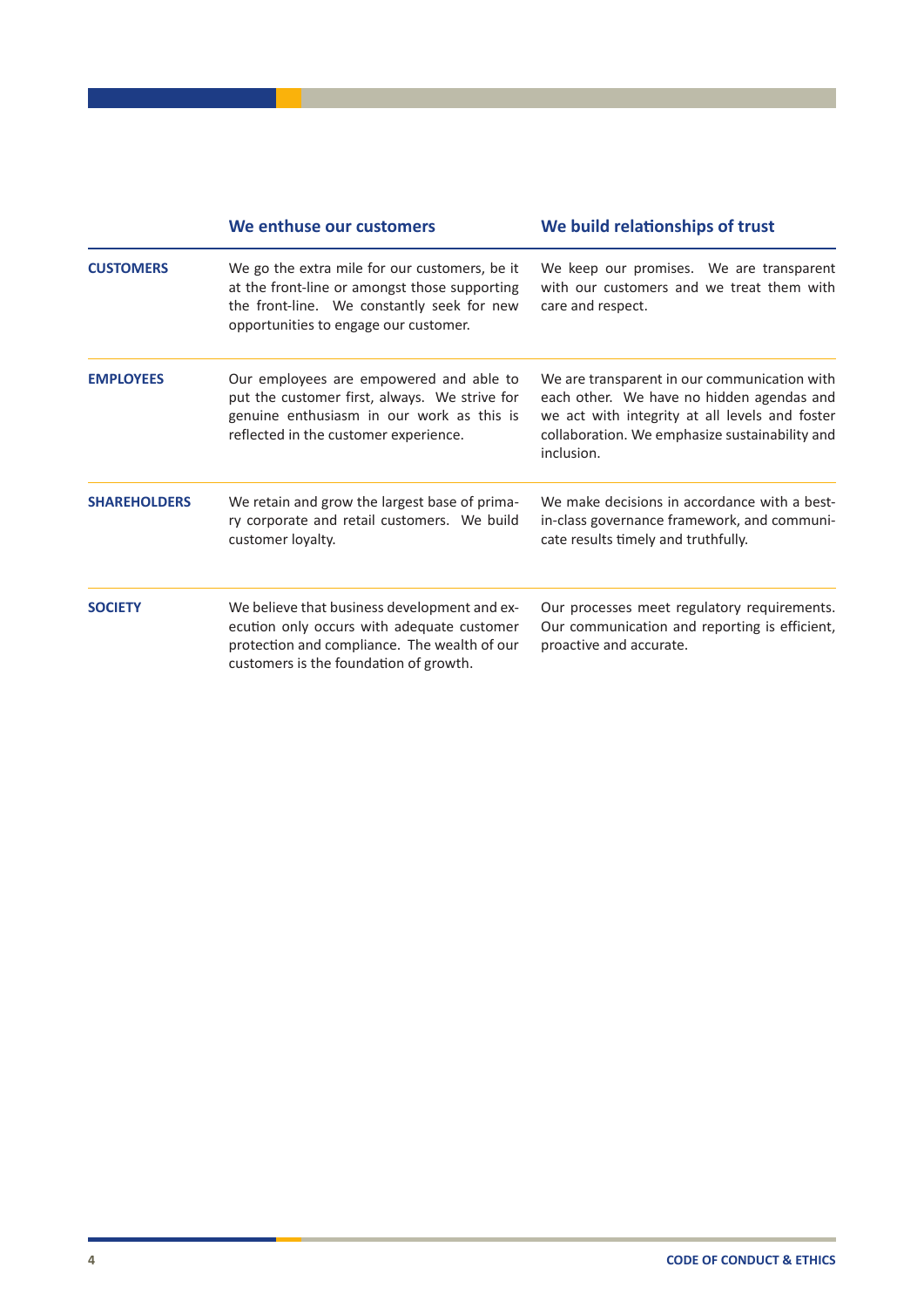| | We enthuse our customers | We build relationships of trust |
|---|---|---|
| **CUSTOMERS** | We go the extra mile for our customers, be it at the front-line or amongst those supporting the front-line. We constantly seek for new opportunities to engage our customer. | We keep our promises. We are transparent with our customers and we treat them with care and respect. |
| **EMPLOYEES** | Our employees are empowered and able to put the customer first, always. We strive for genuine enthusiasm in our work as this is reflected in the customer experience. | We are transparent in our communication with each other. We have no hidden agendas and we act with integrity at all levels and foster collaboration. We emphasize sustainability and inclusion. |
| **SHAREHOLDERS** | We retain and grow the largest base of primary corporate and retail customers. We build customer loyalty. | We make decisions in accordance with a best-in-class governance framework, and communicate results timely and truthfully. |
| **SOCIETY** | We believe that business development and execution only occurs with adequate customer protection and compliance. The wealth of our customers is the foundation of growth. | Our processes meet regulatory requirements. Our communication and reporting is efficient, proactive and accurate. |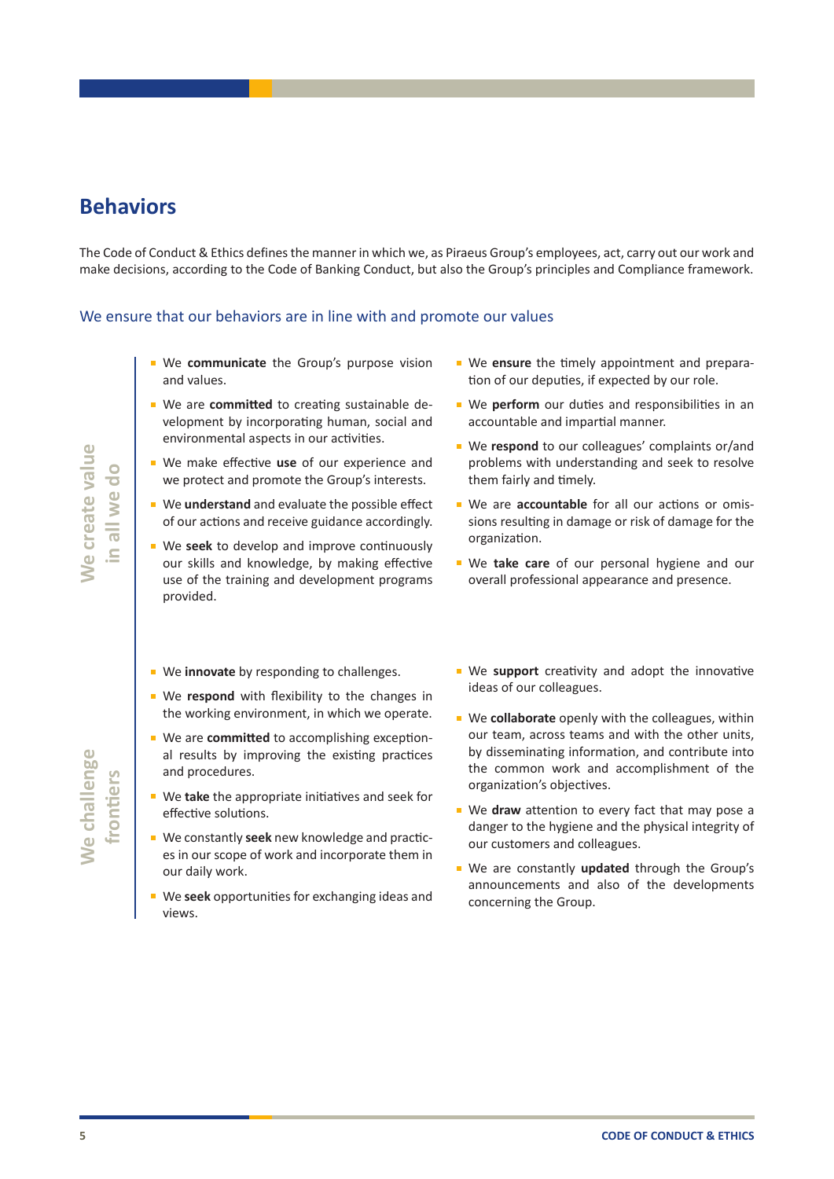## Behaviors

The Code of Conduct & Ethics defines the manner in which we, as Piraeus Group's employees, act, carry out our work and make decisions, according to the Code of Banking Conduct, but also the Group's principles and Compliance framework.

### We ensure that our behaviors are in line with and promote our values

#### We create value in all we do

- We **communicate** the Group's purpose vision and values.
- We are **committed** to creating sustainable development by incorporating human, social and environmental aspects in our activities.
- We make effective **use** of our experience and we protect and promote the Group's interests.
- We **understand** and evaluate the possible effect of our actions and receive guidance accordingly.
- We **seek** to develop and improve continuously our skills and knowledge, by making effective use of the training and development programs provided.
- We **ensure** the timely appointment and preparation of our deputies, if expected by our role.
- We **perform** our duties and responsibilities in an accountable and impartial manner.
- We **respond** to our colleagues' complaints or/and problems with understanding and seek to resolve them fairly and timely.
- We are **accountable** for all our actions or omissions resulting in damage or risk of damage for the organization.
- We **take care** of our personal hygiene and our overall professional appearance and presence.

#### We challenge frontiers

- We **innovate** by responding to challenges.
- We **respond** with flexibility to the changes in the working environment, in which we operate.
- We are **committed** to accomplishing exceptional results by improving the existing practices and procedures.
- We **take** the appropriate initiatives and seek for effective solutions.
- We constantly **seek** new knowledge and practices in our scope of work and incorporate them in our daily work.
- We **seek** opportunities for exchanging ideas and views.
- We **support** creativity and adopt the innovative ideas of our colleagues.
- We **collaborate** openly with the colleagues, within our team, across teams and with the other units, by disseminating information, and contribute into the common work and accomplishment of the organization's objectives.
- We **draw** attention to every fact that may pose a danger to the hygiene and the physical integrity of our customers and colleagues.
- We are constantly **updated** through the Group's announcements and also of the developments concerning the Group.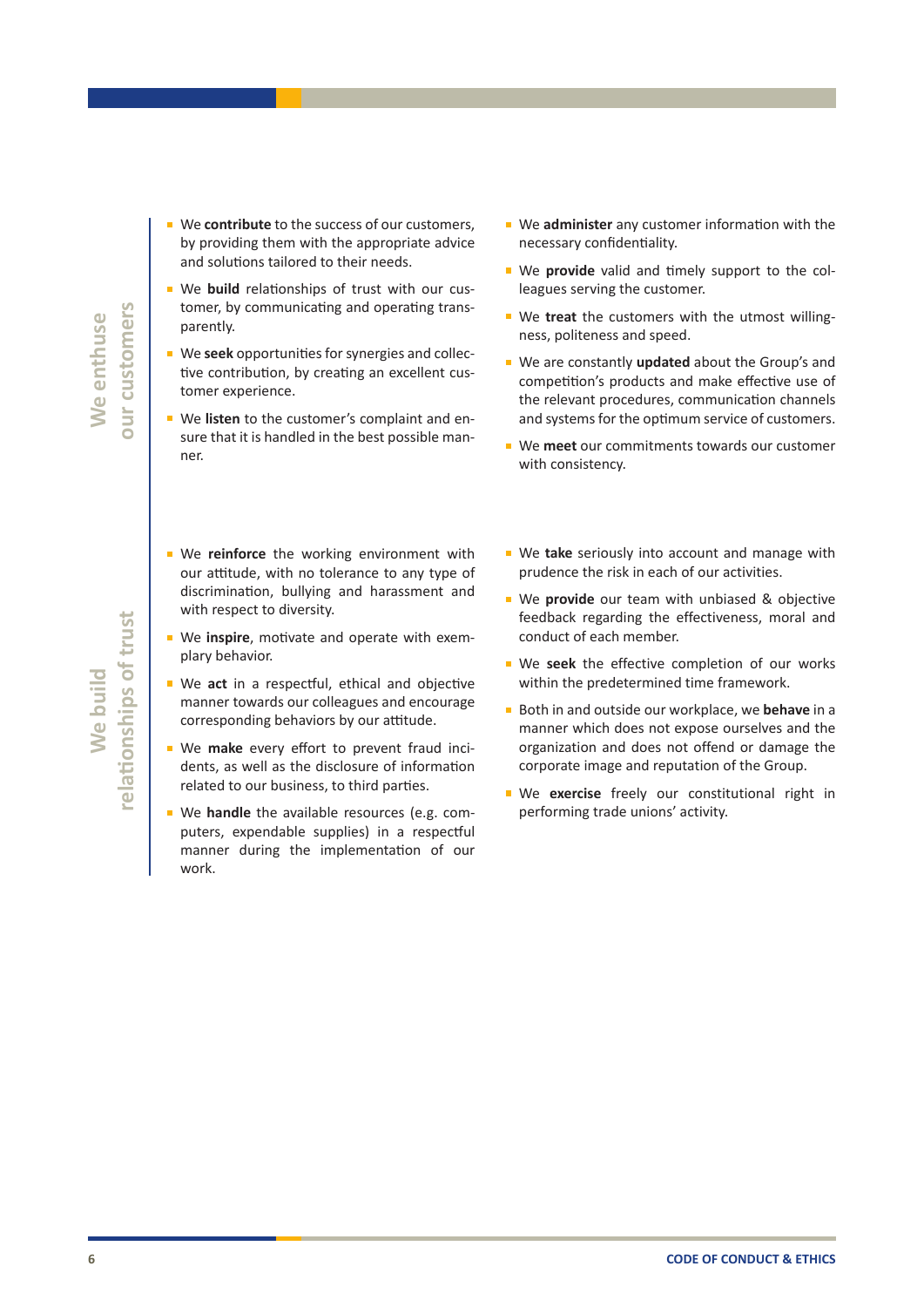## We enthuse our customers

- We **contribute** to the success of our customers, by providing them with the appropriate advice and solutions tailored to their needs.
- We **build** relationships of trust with our customer, by communicating and operating transparently.
- We **seek** opportunities for synergies and collective contribution, by creating an excellent customer experience.
- We **listen** to the customer's complaint and ensure that it is handled in the best possible manner.
- We **administer** any customer information with the necessary confidentiality.
- We **provide** valid and timely support to the colleagues serving the customer.
- We **treat** the customers with the utmost willingness, politeness and speed.
- We are constantly **updated** about the Group's and competition's products and make effective use of the relevant procedures, communication channels and systems for the optimum service of customers.
- We **meet** our commitments towards our customer with consistency.

## We build relationships of trust

- We **reinforce** the working environment with our attitude, with no tolerance to any type of discrimination, bullying and harassment and with respect to diversity.
- We **inspire**, motivate and operate with exemplary behavior.
- We **act** in a respectful, ethical and objective manner towards our colleagues and encourage corresponding behaviors by our attitude.
- We **make** every effort to prevent fraud incidents, as well as the disclosure of information related to our business, to third parties.
- We **handle** the available resources (e.g. computers, expendable supplies) in a respectful manner during the implementation of our work.
- We **take** seriously into account and manage with prudence the risk in each of our activities.
- We **provide** our team with unbiased & objective feedback regarding the effectiveness, moral and conduct of each member.
- We **seek** the effective completion of our works within the predetermined time framework.
- Both in and outside our workplace, we **behave** in a manner which does not expose ourselves and the organization and does not offend or damage the corporate image and reputation of the Group.
- We **exercise** freely our constitutional right in performing trade unions' activity.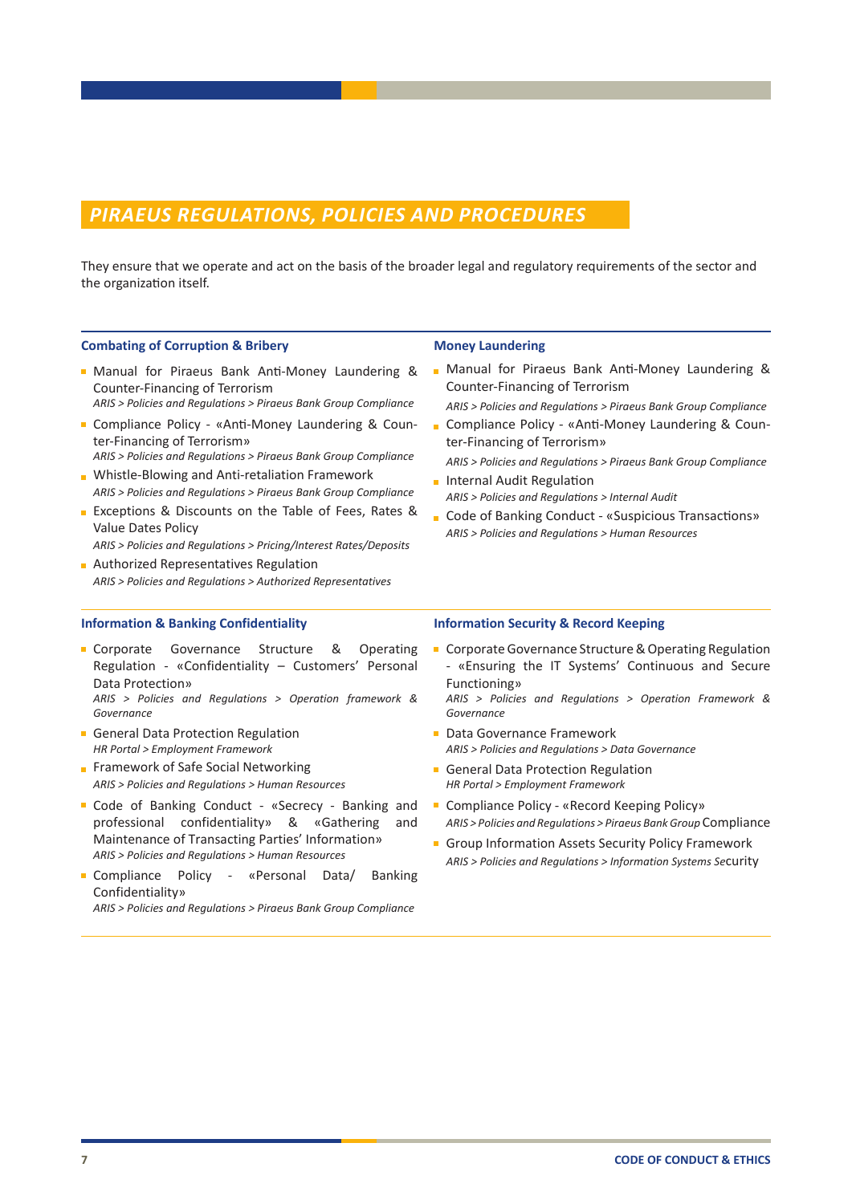## *PIRAEUS REGULATIONS, POLICIES AND PROCEDURES*

They ensure that we operate and act on the basis of the broader legal and regulatory requirements of the sector and the organization itself.

### Combating of Corruption & Bribery

- Manual for Piraeus Bank Anti-Money Laundering & Counter-Financing of Terrorism
  *ARIS > Policies and Regulations > Piraeus Bank Group Compliance*
- Compliance Policy - «Anti-Money Laundering & Counter-Financing of Terrorism»
  *ARIS > Policies and Regulations > Piraeus Bank Group Compliance*
- Whistle-Blowing and Anti-retaliation Framework
  *ARIS > Policies and Regulations > Piraeus Bank Group Compliance*
- Exceptions & Discounts on the Table of Fees, Rates & Value Dates Policy
  *ARIS > Policies and Regulations > Pricing/Interest Rates/Deposits*
- Authorized Representatives Regulation
  *ARIS > Policies and Regulations > Authorized Representatives*

### Money Laundering

- Manual for Piraeus Bank Anti-Money Laundering & Counter-Financing of Terrorism
  *ARIS > Policies and Regulations > Piraeus Bank Group Compliance*
- Compliance Policy - «Anti-Money Laundering & Counter-Financing of Terrorism»
  *ARIS > Policies and Regulations > Piraeus Bank Group Compliance*
- Internal Audit Regulation
  *ARIS > Policies and Regulations > Internal Audit*
- Code of Banking Conduct - «Suspicious Transactions»
  *ARIS > Policies and Regulations > Human Resources*

### Information & Banking Confidentiality

- Corporate Governance Structure & Operating Regulation - «Confidentiality – Customers' Personal Data Protection»
  *ARIS > Policies and Regulations > Operation framework & Governance*
- General Data Protection Regulation
  *HR Portal > Employment Framework*
- Framework of Safe Social Networking
  *ARIS > Policies and Regulations > Human Resources*
- Code of Banking Conduct - «Secrecy - Banking and professional confidentiality» & «Gathering and Maintenance of Transacting Parties' Information»
  *ARIS > Policies and Regulations > Human Resources*
- Compliance Policy - «Personal Data/ Banking Confidentiality»
  *ARIS > Policies and Regulations > Piraeus Bank Group Compliance*

### Information Security & Record Keeping

- Corporate Governance Structure & Operating Regulation - «Ensuring the IT Systems' Continuous and Secure Functioning»
  *ARIS > Policies and Regulations > Operation Framework & Governance*
- Data Governance Framework
  *ARIS > Policies and Regulations > Data Governance*
- General Data Protection Regulation
  *HR Portal > Employment Framework*
- Compliance Policy - «Record Keeping Policy»
  *ARIS > Policies and Regulations > Piraeus Bank Group Compliance*
- Group Information Assets Security Policy Framework
  *ARIS > Policies and Regulations > Information Systems Security*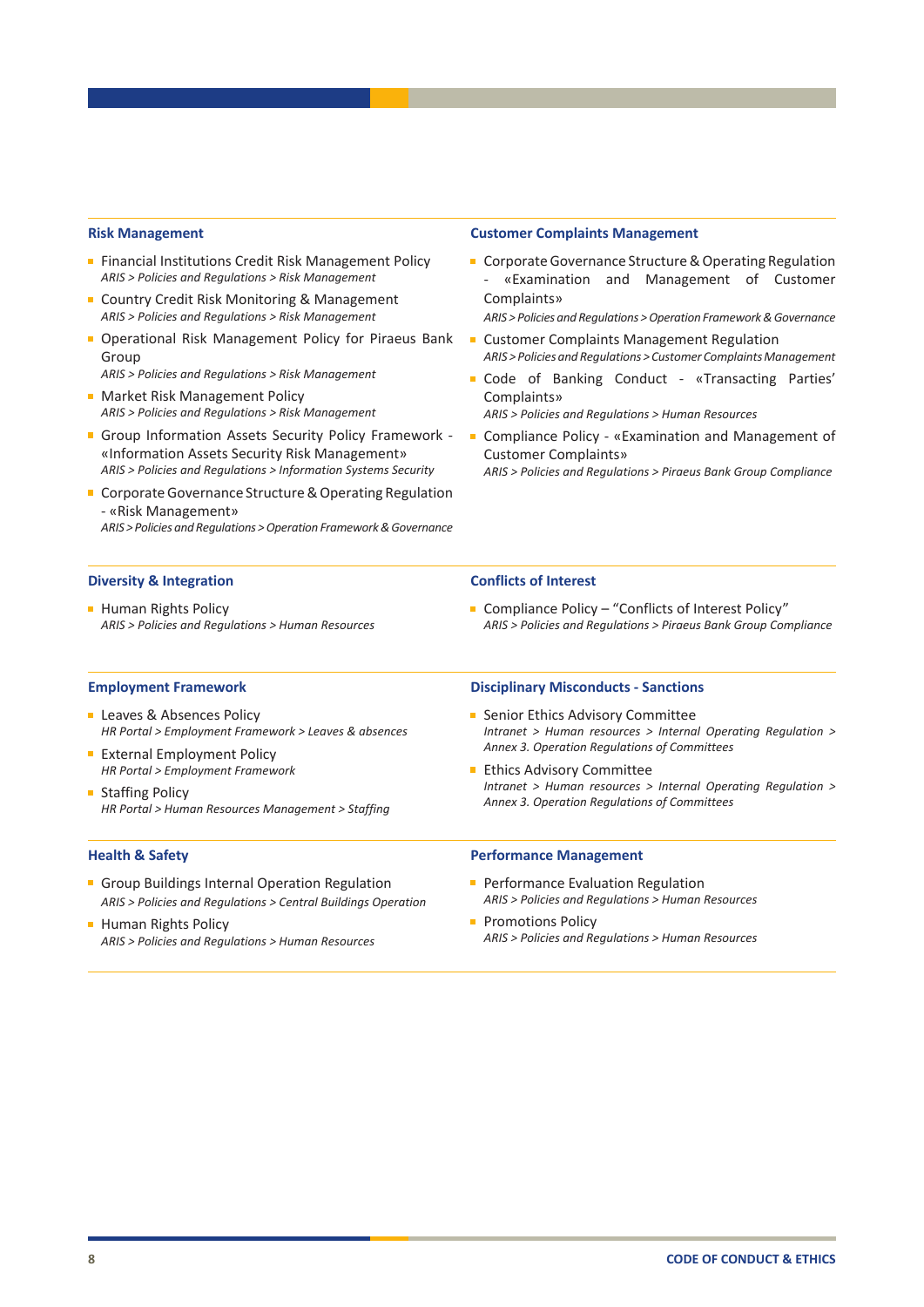### Risk Management

- Financial Institutions Credit Risk Management Policy
  *ARIS > Policies and Regulations > Risk Management*
- Country Credit Risk Monitoring & Management
  *ARIS > Policies and Regulations > Risk Management*
- Operational Risk Management Policy for Piraeus Bank Group
  *ARIS > Policies and Regulations > Risk Management*
- Market Risk Management Policy
  *ARIS > Policies and Regulations > Risk Management*
- Group Information Assets Security Policy Framework - «Information Assets Security Risk Management»
  *ARIS > Policies and Regulations > Information Systems Security*
- Corporate Governance Structure & Operating Regulation - «Risk Management»
  *ARIS > Policies and Regulations > Operation Framework & Governance*

### Customer Complaints Management

- Corporate Governance Structure & Operating Regulation - «Examination and Management of Customer Complaints»
  *ARIS > Policies and Regulations > Operation Framework & Governance*
- Customer Complaints Management Regulation
  *ARIS > Policies and Regulations > Customer Complaints Management*
- Code of Banking Conduct - «Transacting Parties' Complaints»
  *ARIS > Policies and Regulations > Human Resources*
- Compliance Policy - «Examination and Management of Customer Complaints»
  *ARIS > Policies and Regulations > Piraeus Bank Group Compliance*

### Diversity & Integration

- Human Rights Policy
  *ARIS > Policies and Regulations > Human Resources*

### Conflicts of Interest

- Compliance Policy – "Conflicts of Interest Policy"
  *ARIS > Policies and Regulations > Piraeus Bank Group Compliance*

### Employment Framework

- Leaves & Absences Policy
  *HR Portal > Employment Framework > Leaves & absences*
- External Employment Policy
  *HR Portal > Employment Framework*
- Staffing Policy
  *HR Portal > Human Resources Management > Staffing*

### Disciplinary Misconducts - Sanctions

- Senior Ethics Advisory Committee
  *Intranet > Human resources > Internal Operating Regulation > Annex 3. Operation Regulations of Committees*
- Ethics Advisory Committee
  *Intranet > Human resources > Internal Operating Regulation > Annex 3. Operation Regulations of Committees*

### Health & Safety

- Group Buildings Internal Operation Regulation
  *ARIS > Policies and Regulations > Central Buildings Operation*
- Human Rights Policy
  *ARIS > Policies and Regulations > Human Resources*

### Performance Management

- Performance Evaluation Regulation
  *ARIS > Policies and Regulations > Human Resources*
- Promotions Policy
  *ARIS > Policies and Regulations > Human Resources*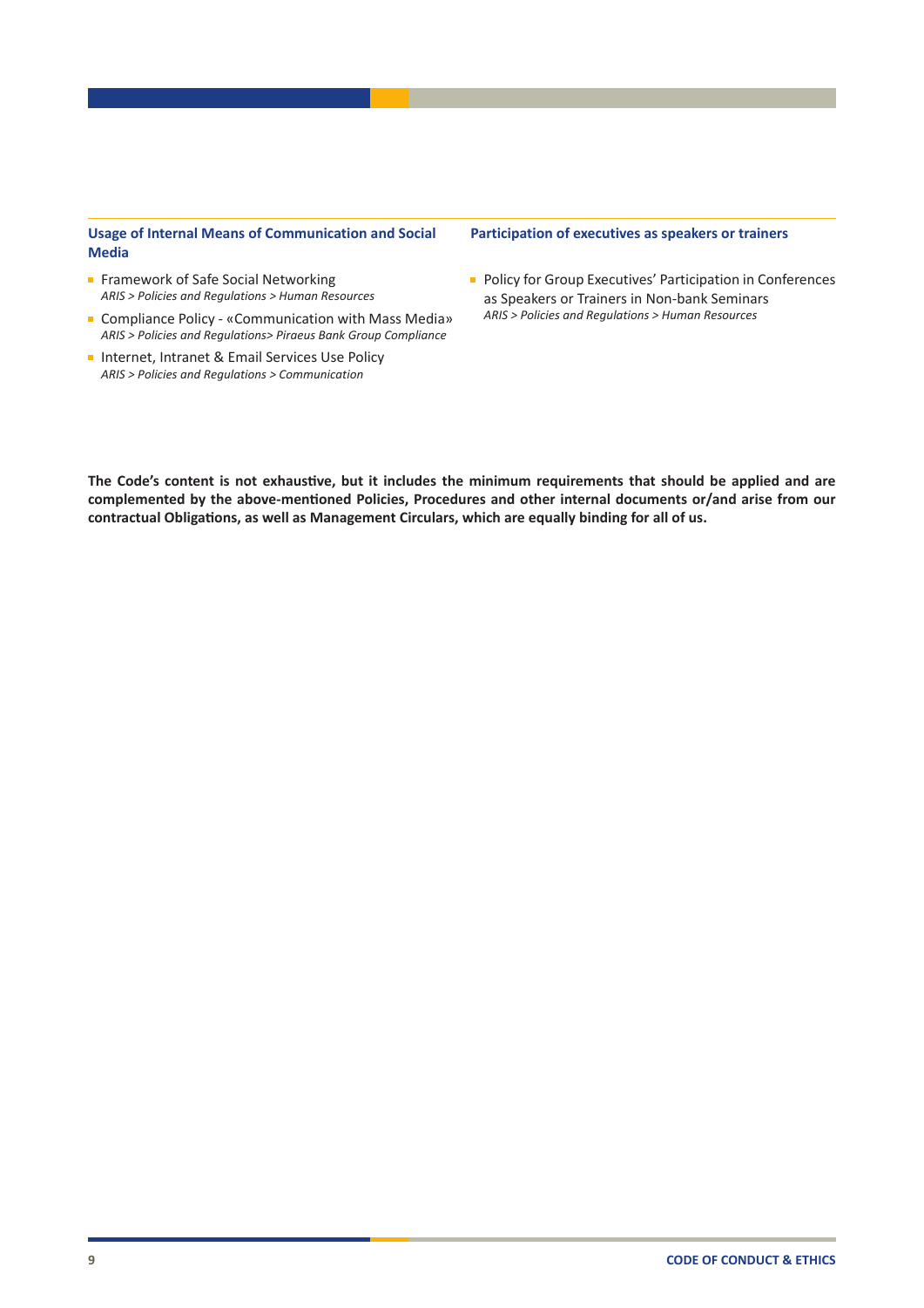### Usage of Internal Means of Communication and Social Media

- Framework of Safe Social Networking
  *ARIS > Policies and Regulations > Human Resources*
- Compliance Policy - «Communication with Mass Media»
  *ARIS > Policies and Regulations> Piraeus Bank Group Compliance*
- Internet, Intranet & Email Services Use Policy
  *ARIS > Policies and Regulations > Communication*

### Participation of executives as speakers or trainers

- Policy for Group Executives' Participation in Conferences as Speakers or Trainers in Non-bank Seminars
  *ARIS > Policies and Regulations > Human Resources*

**The Code's content is not exhaustive, but it includes the minimum requirements that should be applied and are complemented by the above-mentioned Policies, Procedures and other internal documents or/and arise from our contractual Obligations, as well as Management Circulars, which are equally binding for all of us.**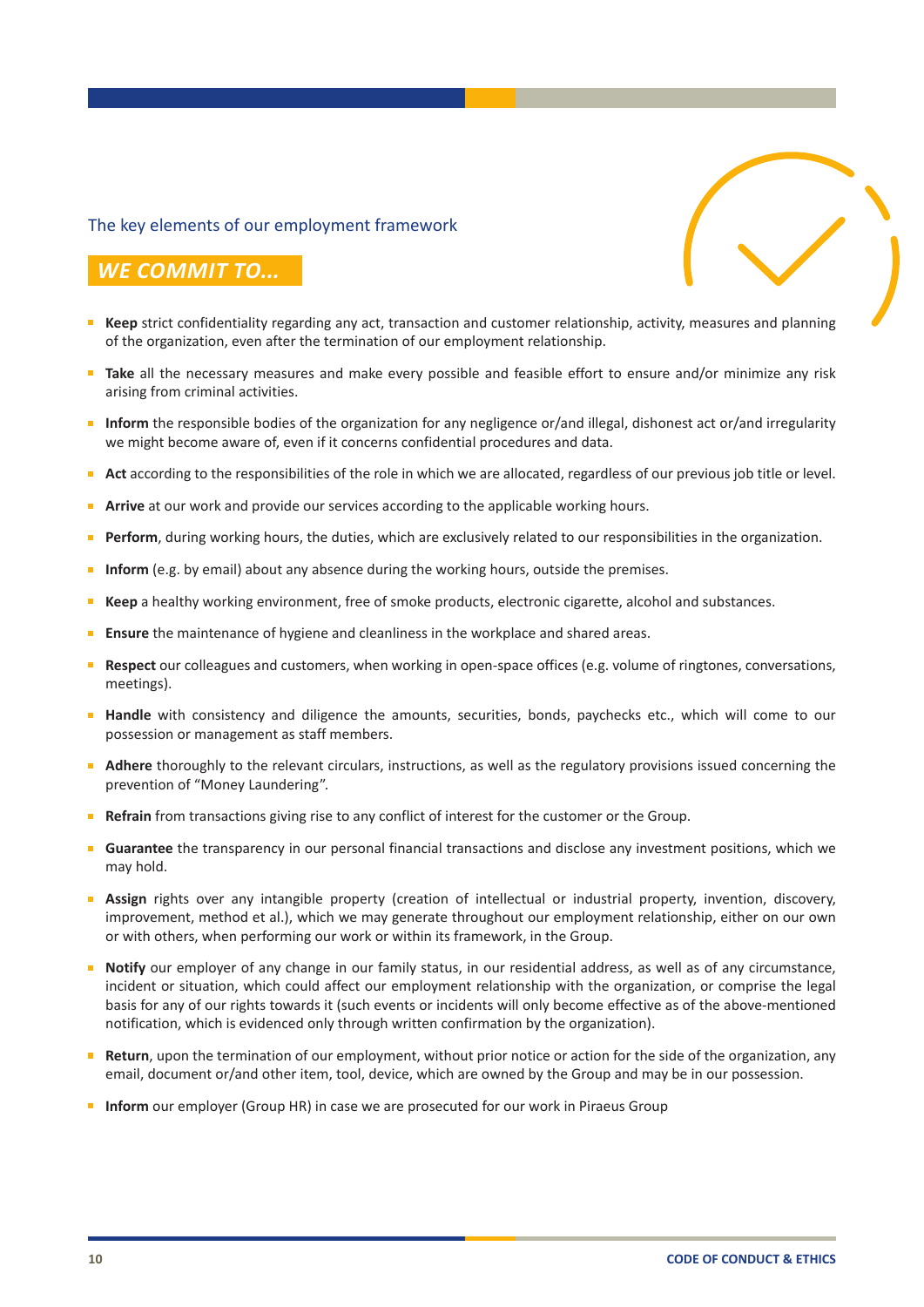The key elements of our employment framework

## *WE COMMIT TO...*

- **Keep** strict confidentiality regarding any act, transaction and customer relationship, activity, measures and planning of the organization, even after the termination of our employment relationship.
- **Take** all the necessary measures and make every possible and feasible effort to ensure and/or minimize any risk arising from criminal activities.
- **Inform** the responsible bodies of the organization for any negligence or/and illegal, dishonest act or/and irregularity we might become aware of, even if it concerns confidential procedures and data.
- **Act** according to the responsibilities of the role in which we are allocated, regardless of our previous job title or level.
- **Arrive** at our work and provide our services according to the applicable working hours.
- **Perform**, during working hours, the duties, which are exclusively related to our responsibilities in the organization.
- **Inform** (e.g. by email) about any absence during the working hours, outside the premises.
- **Keep** a healthy working environment, free of smoke products, electronic cigarette, alcohol and substances.
- **Ensure** the maintenance of hygiene and cleanliness in the workplace and shared areas.
- **Respect** our colleagues and customers, when working in open-space offices (e.g. volume of ringtones, conversations, meetings).
- **Handle** with consistency and diligence the amounts, securities, bonds, paychecks etc., which will come to our possession or management as staff members.
- **Adhere** thoroughly to the relevant circulars, instructions, as well as the regulatory provisions issued concerning the prevention of “Money Laundering”.
- **Refrain** from transactions giving rise to any conflict of interest for the customer or the Group.
- **Guarantee** the transparency in our personal financial transactions and disclose any investment positions, which we may hold.
- **Assign** rights over any intangible property (creation of intellectual or industrial property, invention, discovery, improvement, method et al.), which we may generate throughout our employment relationship, either on our own or with others, when performing our work or within its framework, in the Group.
- **Notify** our employer of any change in our family status, in our residential address, as well as of any circumstance, incident or situation, which could affect our employment relationship with the organization, or comprise the legal basis for any of our rights towards it (such events or incidents will only become effective as of the above-mentioned notification, which is evidenced only through written confirmation by the organization).
- **Return**, upon the termination of our employment, without prior notice or action for the side of the organization, any email, document or/and other item, tool, device, which are owned by the Group and may be in our possession.
- **Inform** our employer (Group HR) in case we are prosecuted for our work in Piraeus Group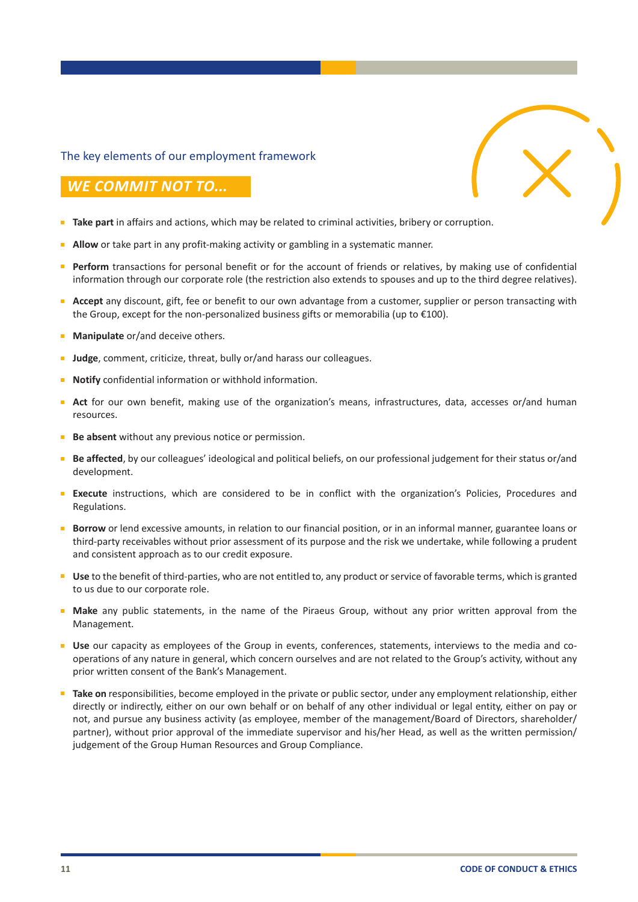The key elements of our employment framework

## WE COMMIT NOT TO...

- **Take part** in affairs and actions, which may be related to criminal activities, bribery or corruption.
- **Allow** or take part in any profit-making activity or gambling in a systematic manner.
- **Perform** transactions for personal benefit or for the account of friends or relatives, by making use of confidential information through our corporate role (the restriction also extends to spouses and up to the third degree relatives).
- **Accept** any discount, gift, fee or benefit to our own advantage from a customer, supplier or person transacting with the Group, except for the non-personalized business gifts or memorabilia (up to €100).
- **Manipulate** or/and deceive others.
- **Judge**, comment, criticize, threat, bully or/and harass our colleagues.
- **Notify** confidential information or withhold information.
- **Act** for our own benefit, making use of the organization's means, infrastructures, data, accesses or/and human resources.
- **Be absent** without any previous notice or permission.
- **Be affected**, by our colleagues' ideological and political beliefs, on our professional judgement for their status or/and development.
- **Execute** instructions, which are considered to be in conflict with the organization's Policies, Procedures and Regulations.
- **Borrow** or lend excessive amounts, in relation to our financial position, or in an informal manner, guarantee loans or third-party receivables without prior assessment of its purpose and the risk we undertake, while following a prudent and consistent approach as to our credit exposure.
- **Use** to the benefit of third-parties, who are not entitled to, any product or service of favorable terms, which is granted to us due to our corporate role.
- **Make** any public statements, in the name of the Piraeus Group, without any prior written approval from the Management.
- **Use** our capacity as employees of the Group in events, conferences, statements, interviews to the media and co-operations of any nature in general, which concern ourselves and are not related to the Group's activity, without any prior written consent of the Bank's Management.
- **Take on** responsibilities, become employed in the private or public sector, under any employment relationship, either directly or indirectly, either on our own behalf or on behalf of any other individual or legal entity, either on pay or not, and pursue any business activity (as employee, member of the management/Board of Directors, shareholder/partner), without prior approval of the immediate supervisor and his/her Head, as well as the written permission/judgement of the Group Human Resources and Group Compliance.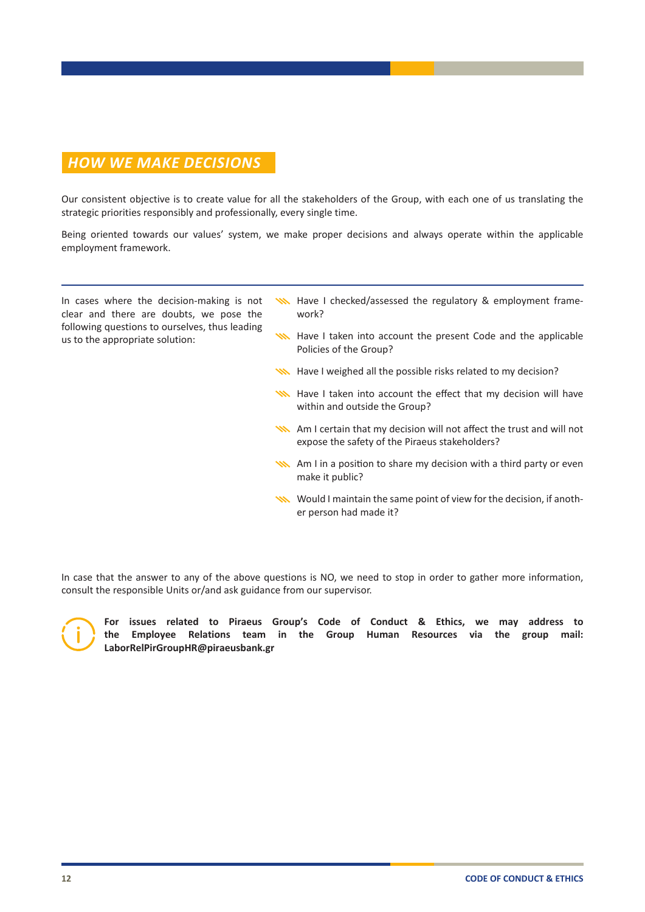## *HOW WE MAKE DECISIONS*

Our consistent objective is to create value for all the stakeholders of the Group, with each one of us translating the strategic priorities responsibly and professionally, every single time.

Being oriented towards our values' system, we make proper decisions and always operate within the applicable employment framework.

In cases where the decision-making is not clear and there are doubts, we pose the following questions to ourselves, thus leading us to the appropriate solution:

- Have I checked/assessed the regulatory & employment framework?
- Have I taken into account the present Code and the applicable Policies of the Group?
- Have I weighed all the possible risks related to my decision?
- Have I taken into account the effect that my decision will have within and outside the Group?
- Am I certain that my decision will not affect the trust and will not expose the safety of the Piraeus stakeholders?
- Am I in a position to share my decision with a third party or even make it public?
- Would I maintain the same point of view for the decision, if another person had made it?

In case that the answer to any of the above questions is NO, we need to stop in order to gather more information, consult the responsible Units or/and ask guidance from our supervisor.

**For issues related to Piraeus Group's Code of Conduct & Ethics, we may address to the Employee Relations team in the Group Human Resources via the group mail: LaborRelPirGroupHR@piraeusbank.gr**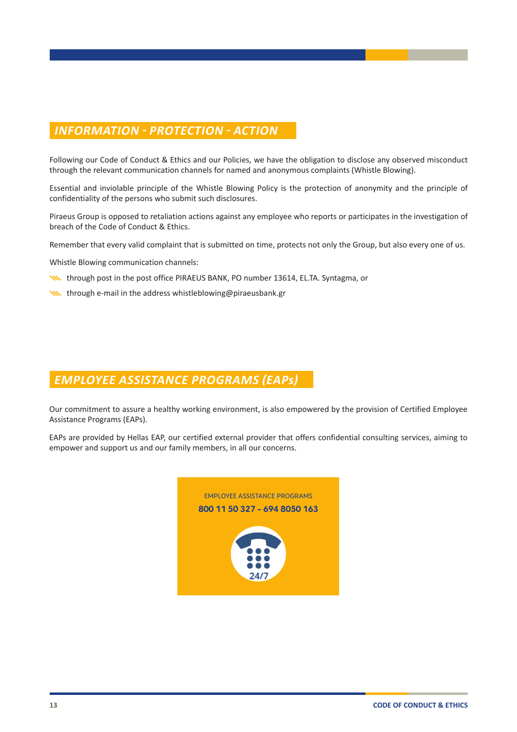## *INFORMATION - PROTECTION - ACTION*

Following our Code of Conduct & Ethics and our Policies, we have the obligation to disclose any observed misconduct through the relevant communication channels for named and anonymous complaints (Whistle Blowing).

Essential and inviolable principle of the Whistle Blowing Policy is the protection of anonymity and the principle of confidentiality of the persons who submit such disclosures.

Piraeus Group is opposed to retaliation actions against any employee who reports or participates in the investigation of breach of the Code of Conduct & Ethics.

Remember that every valid complaint that is submitted on time, protects not only the Group, but also every one of us.

Whistle Blowing communication channels:

- through post in the post office PIRAEUS BANK, PO number 13614, EL.TA. Syntagma, or
- through e-mail in the address whistleblowing@piraeusbank.gr

## *EMPLOYEE ASSISTANCE PROGRAMS (EAPs)*

Our commitment to assure a healthy working environment, is also empowered by the provision of Certified Employee Assistance Programs (EAPs).

EAPs are provided by Hellas EAP, our certified external provider that offers confidential consulting services, aiming to empower and support us and our family members, in all our concerns.

EMPLOYEE ASSISTANCE PROGRAMS

**800 11 50 327 - 694 8050 163**

24/7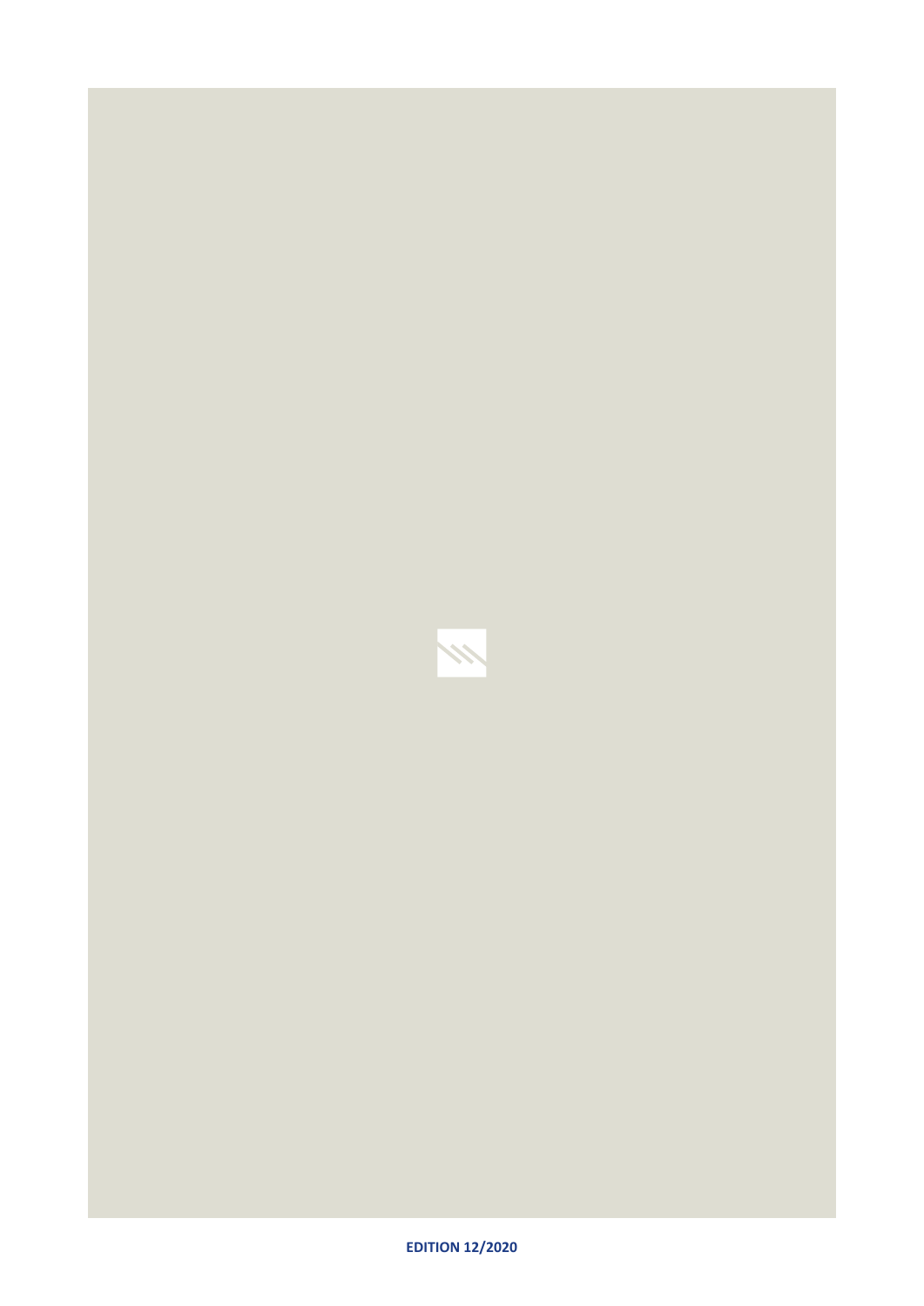**EDITION 12/2020**